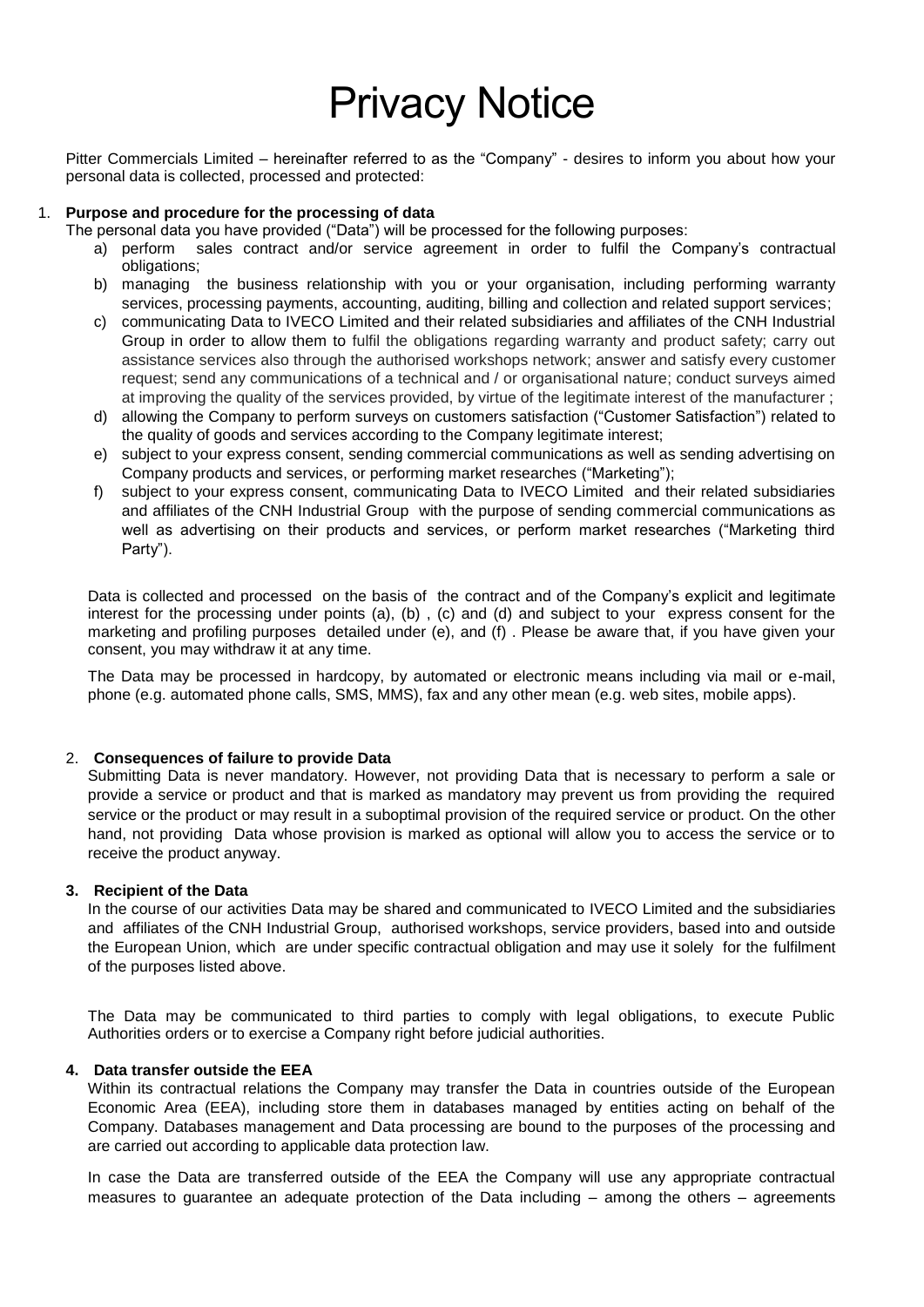# Privacy Notice

Pitter Commercials Limited – hereinafter referred to as the "Company" - desires to inform you about how your personal data is collected, processed and protected:

1. **Purpose and procedure for the processing of data**

   The personal data you have provided ("Data") will be processed for the following purposes:

   a) perform sales contract and/or service agreement in order to fulfil the Company's contractual obligations;
   b) managing the business relationship with you or your organisation, including performing warranty services, processing payments, accounting, auditing, billing and collection and related support services;
   c) communicating Data to IVECO Limited and their related subsidiaries and affiliates of the CNH Industrial Group in order to allow them to fulfil the obligations regarding warranty and product safety; carry out assistance services also through the authorised workshops network; answer and satisfy every customer request; send any communications of a technical and / or organisational nature; conduct surveys aimed at improving the quality of the services provided, by virtue of the legitimate interest of the manufacturer ;
   d) allowing the Company to perform surveys on customers satisfaction ("Customer Satisfaction") related to the quality of goods and services according to the Company legitimate interest;
   e) subject to your express consent, sending commercial communications as well as sending advertising on Company products and services, or performing market researches ("Marketing");
   f) subject to your express consent, communicating Data to IVECO Limited and their related subsidiaries and affiliates of the CNH Industrial Group with the purpose of sending commercial communications as well as advertising on their products and services, or perform market researches ("Marketing third Party").

   Data is collected and processed on the basis of the contract and of the Company's explicit and legitimate interest for the processing under points (a), (b) , (c) and (d) and subject to your express consent for the marketing and profiling purposes detailed under (e), and (f) . Please be aware that, if you have given your consent, you may withdraw it at any time.

   The Data may be processed in hardcopy, by automated or electronic means including via mail or e-mail, phone (e.g. automated phone calls, SMS, MMS), fax and any other mean (e.g. web sites, mobile apps).

2. **Consequences of failure to provide Data**

   Submitting Data is never mandatory. However, not providing Data that is necessary to perform a sale or provide a service or product and that is marked as mandatory may prevent us from providing the required service or the product or may result in a suboptimal provision of the required service or product. On the other hand, not providing Data whose provision is marked as optional will allow you to access the service or to receive the product anyway.

3. **Recipient of the Data**

   In the course of our activities Data may be shared and communicated to IVECO Limited and the subsidiaries and affiliates of the CNH Industrial Group, authorised workshops, service providers, based into and outside the European Union, which are under specific contractual obligation and may use it solely for the fulfilment of the purposes listed above.

   The Data may be communicated to third parties to comply with legal obligations, to execute Public Authorities orders or to exercise a Company right before judicial authorities.

4. **Data transfer outside the EEA**

   Within its contractual relations the Company may transfer the Data in countries outside of the European Economic Area (EEA), including store them in databases managed by entities acting on behalf of the Company. Databases management and Data processing are bound to the purposes of the processing and are carried out according to applicable data protection law.

   In case the Data are transferred outside of the EEA the Company will use any appropriate contractual measures to guarantee an adequate protection of the Data including – among the others – agreements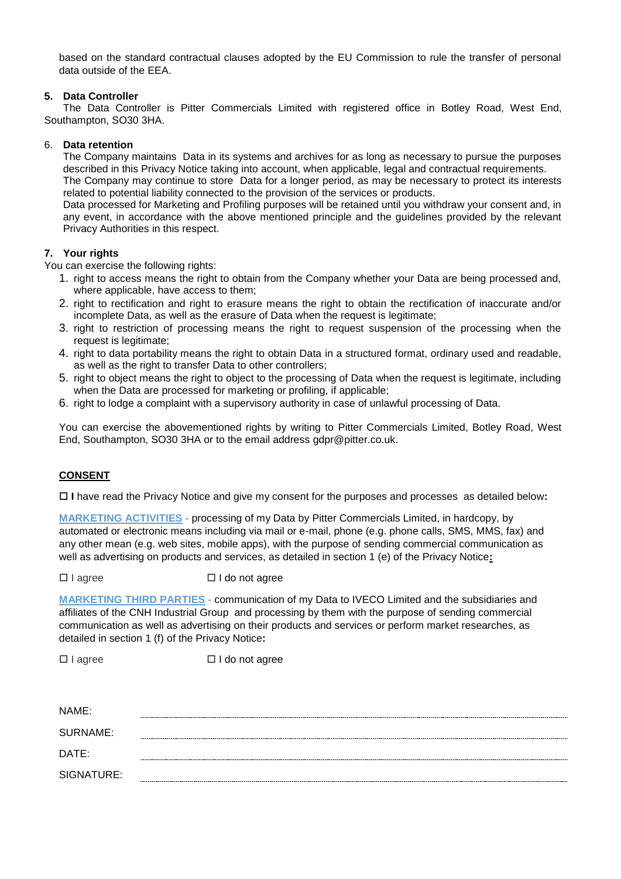based on the standard contractual clauses adopted by the EU Commission to rule the transfer of personal data outside of the EEA.

### 5. Data Controller

The Data Controller is Pitter Commercials Limited with registered office in Botley Road, West End, Southampton, SO30 3HA.

### 6. Data retention

The Company maintains Data in its systems and archives for as long as necessary to pursue the purposes described in this Privacy Notice taking into account, when applicable, legal and contractual requirements.
The Company may continue to store Data for a longer period, as may be necessary to protect its interests related to potential liability connected to the provision of the services or products.
Data processed for Marketing and Profiling purposes will be retained until you withdraw your consent and, in any event, in accordance with the above mentioned principle and the guidelines provided by the relevant Privacy Authorities in this respect.

### 7. Your rights

You can exercise the following rights:

1. right to access means the right to obtain from the Company whether your Data are being processed and, where applicable, have access to them;
2. right to rectification and right to erasure means the right to obtain the rectification of inaccurate and/or incomplete Data, as well as the erasure of Data when the request is legitimate;
3. right to restriction of processing means the right to request suspension of the processing when the request is legitimate;
4. right to data portability means the right to obtain Data in a structured format, ordinary used and readable, as well as the right to transfer Data to other controllers;
5. right to object means the right to object to the processing of Data when the request is legitimate, including when the Data are processed for marketing or profiling, if applicable;
6. right to lodge a complaint with a supervisory authority in case of unlawful processing of Data.

You can exercise the abovementioned rights by writing to Pitter Commercials Limited, Botley Road, West End, Southampton, SO30 3HA or to the email address gdpr@pitter.co.uk.

## CONSENT

☐ **I** have read the Privacy Notice and give my consent for the purposes and processes as detailed below**:**

**MARKETING ACTIVITIES** - processing of my Data by Pitter Commercials Limited, in hardcopy, by automated or electronic means including via mail or e-mail, phone (e.g. phone calls, SMS, MMS, fax) and any other mean (e.g. web sites, mobile apps), with the purpose of sending commercial communication as well as advertising on products and services, as detailed in section 1 (e) of the Privacy Notice**:**

☐ I agree ☐ I do not agree

**MARKETING THIRD PARTIES** - communication of my Data to IVECO Limited and the subsidiaries and affiliates of the CNH Industrial Group and processing by them with the purpose of sending commercial communication as well as advertising on their products and services or perform market researches, as detailed in section 1 (f) of the Privacy Notice**:**

☐ I agree ☐ I do not agree

NAME: ..........................................................

SURNAME: ..........................................................

DATE: ..........................................................

SIGNATURE: ..........................................................